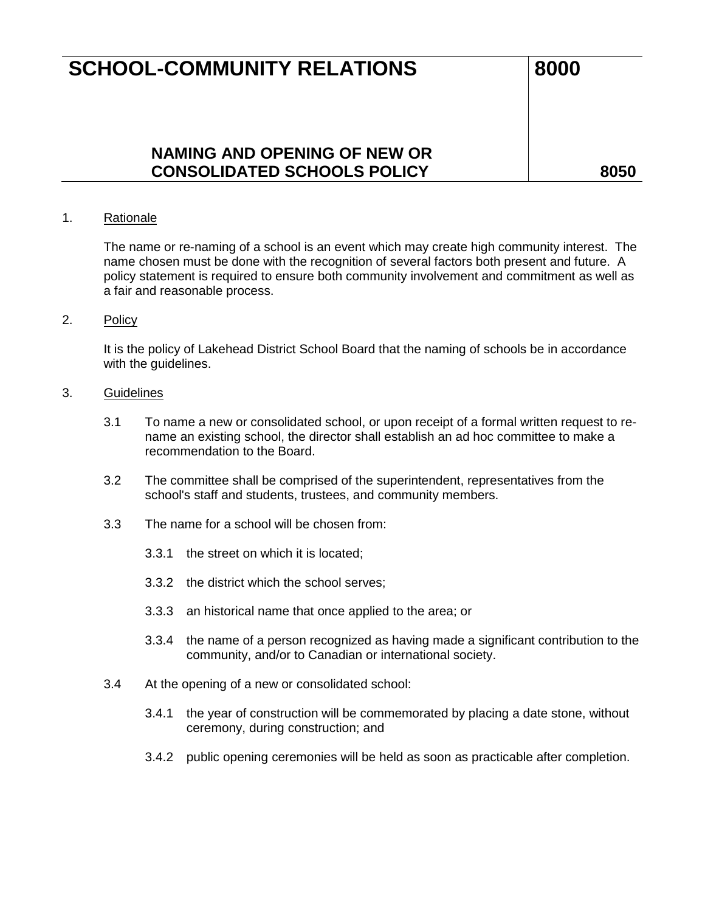# SCHOOL-COMMUNITY RELATIONS — 8000

## NAMING AND OPENING OF NEW OR CONSOLIDATED SCHOOLS POLICY — 8050

1. Rationale

   The name or re-naming of a school is an event which may create high community interest. The name chosen must be done with the recognition of several factors both present and future. A policy statement is required to ensure both community involvement and commitment as well as a fair and reasonable process.

2. Policy

   It is the policy of Lakehead District School Board that the naming of schools be in accordance with the guidelines.

3. Guidelines

   3.1 To name a new or consolidated school, or upon receipt of a formal written request to re-name an existing school, the director shall establish an ad hoc committee to make a recommendation to the Board.

   3.2 The committee shall be comprised of the superintendent, representatives from the school's staff and students, trustees, and community members.

   3.3 The name for a school will be chosen from:

   - 3.3.1 the street on which it is located;
   - 3.3.2 the district which the school serves;
   - 3.3.3 an historical name that once applied to the area; or
   - 3.3.4 the name of a person recognized as having made a significant contribution to the community, and/or to Canadian or international society.

   3.4 At the opening of a new or consolidated school:

   - 3.4.1 the year of construction will be commemorated by placing a date stone, without ceremony, during construction; and
   - 3.4.2 public opening ceremonies will be held as soon as practicable after completion.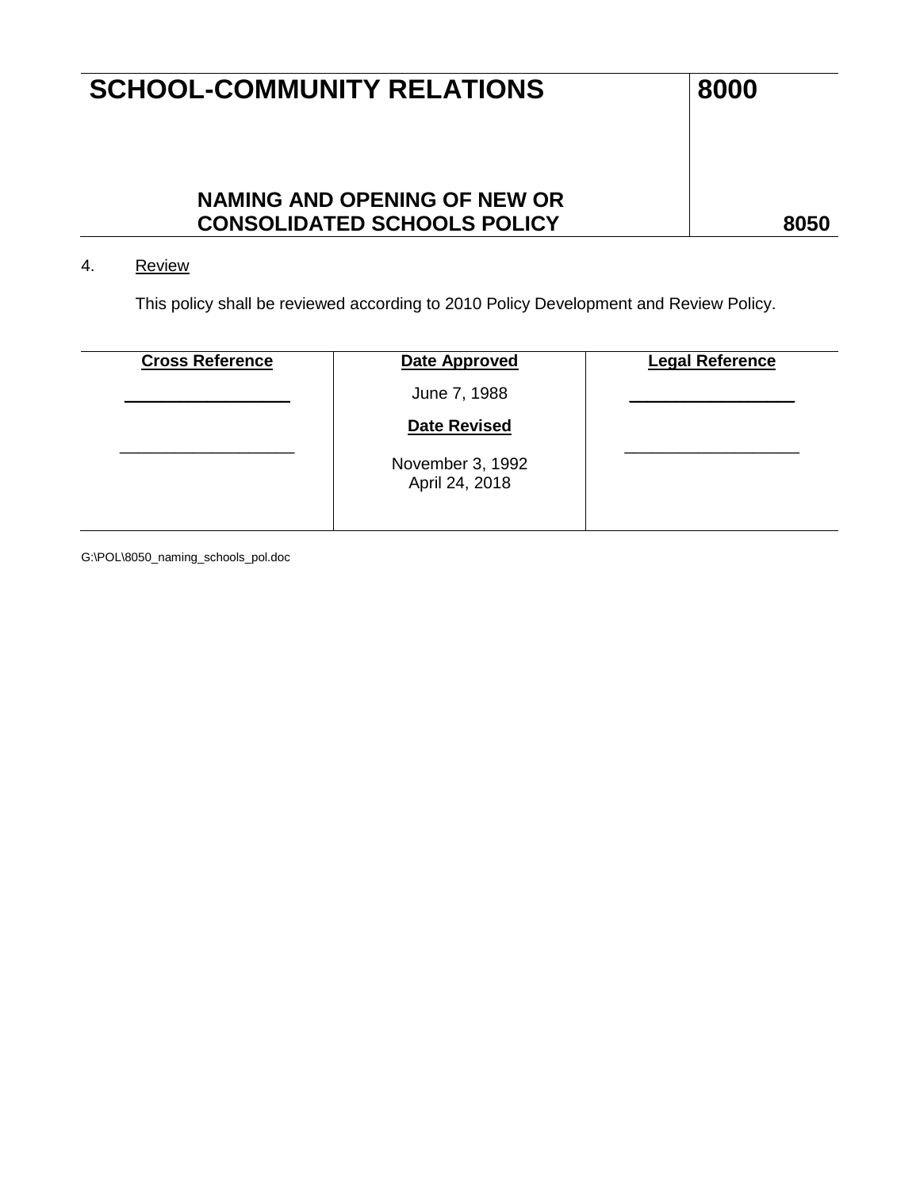4. Review

This policy shall be reviewed according to 2010 Policy Development and Review Policy.

| Cross Reference | Date Approved | Legal Reference |
|---|---|---|
| __________________ | June 7, 1988 | __________________ |
| | **Date Revised** | |
| __________________ | November 3, 1992<br>April 24, 2018 | __________________ |

G:\POL\8050_naming_schools_pol.doc